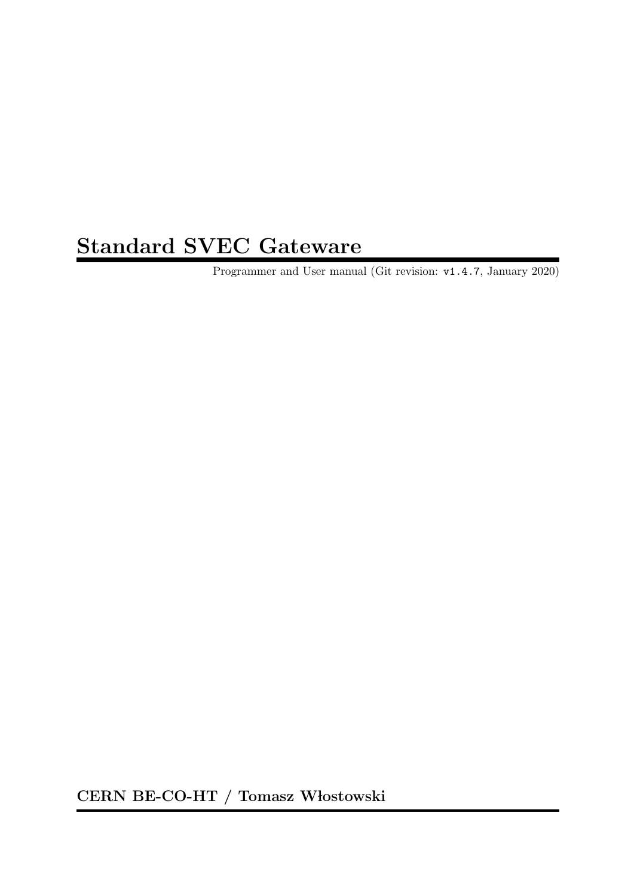# Standard SVEC Gateware

Programmer and User manual (Git revision: `v1.4.7`, January 2020)

**CERN BE-CO-HT / Tomasz Włostowski**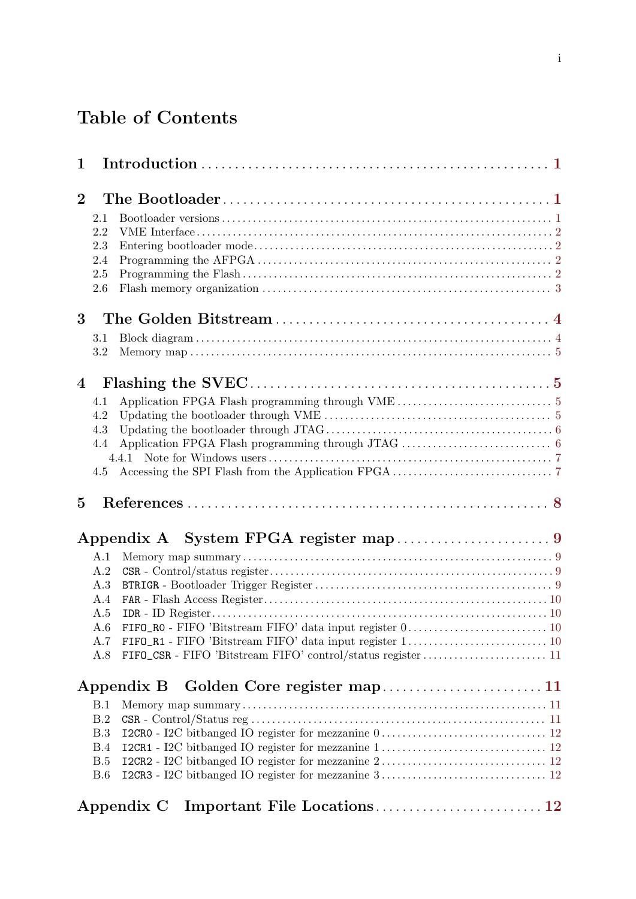# Table of Contents

**1 Introduction** ..... **1**

**2 The Bootloader** ..... **1**

- 2.1 Bootloader versions ..... 1
- 2.2 VME Interface ..... 2
- 2.3 Entering bootloader mode ..... 2
- 2.4 Programming the AFPGA ..... 2
- 2.5 Programming the Flash ..... 2
- 2.6 Flash memory organization ..... 3

**3 The Golden Bitstream** ..... **4**

- 3.1 Block diagram ..... 4
- 3.2 Memory map ..... 5

**4 Flashing the SVEC** ..... **5**

- 4.1 Application FPGA Flash programming through VME ..... 5
- 4.2 Updating the bootloader through VME ..... 5
- 4.3 Updating the bootloader through JTAG ..... 6
- 4.4 Application FPGA Flash programming through JTAG ..... 6
  - 4.4.1 Note for Windows users ..... 7
- 4.5 Accessing the SPI Flash from the Application FPGA ..... 7

**5 References** ..... **8**

**Appendix A System FPGA register map** ..... **9**

- A.1 Memory map summary ..... 9
- A.2 `CSR` - Control/status register ..... 9
- A.3 `BTRIGR` - Bootloader Trigger Register ..... 9
- A.4 `FAR` - Flash Access Register ..... 10
- A.5 `IDR` - ID Register ..... 10
- A.6 `FIFO_R0` - FIFO 'Bitstream FIFO' data input register 0 ..... 10
- A.7 `FIFO_R1` - FIFO 'Bitstream FIFO' data input register 1 ..... 10
- A.8 `FIFO_CSR` - FIFO 'Bitstream FIFO' control/status register ..... 11

**Appendix B Golden Core register map** ..... **11**

- B.1 Memory map summary ..... 11
- B.2 `CSR` - Control/Status reg ..... 11
- B.3 `I2CR0` - I2C bitbanged IO register for mezzanine 0 ..... 12
- B.4 `I2CR1` - I2C bitbanged IO register for mezzanine 1 ..... 12
- B.5 `I2CR2` - I2C bitbanged IO register for mezzanine 2 ..... 12
- B.6 `I2CR3` - I2C bitbanged IO register for mezzanine 3 ..... 12

**Appendix C Important File Locations** ..... **12**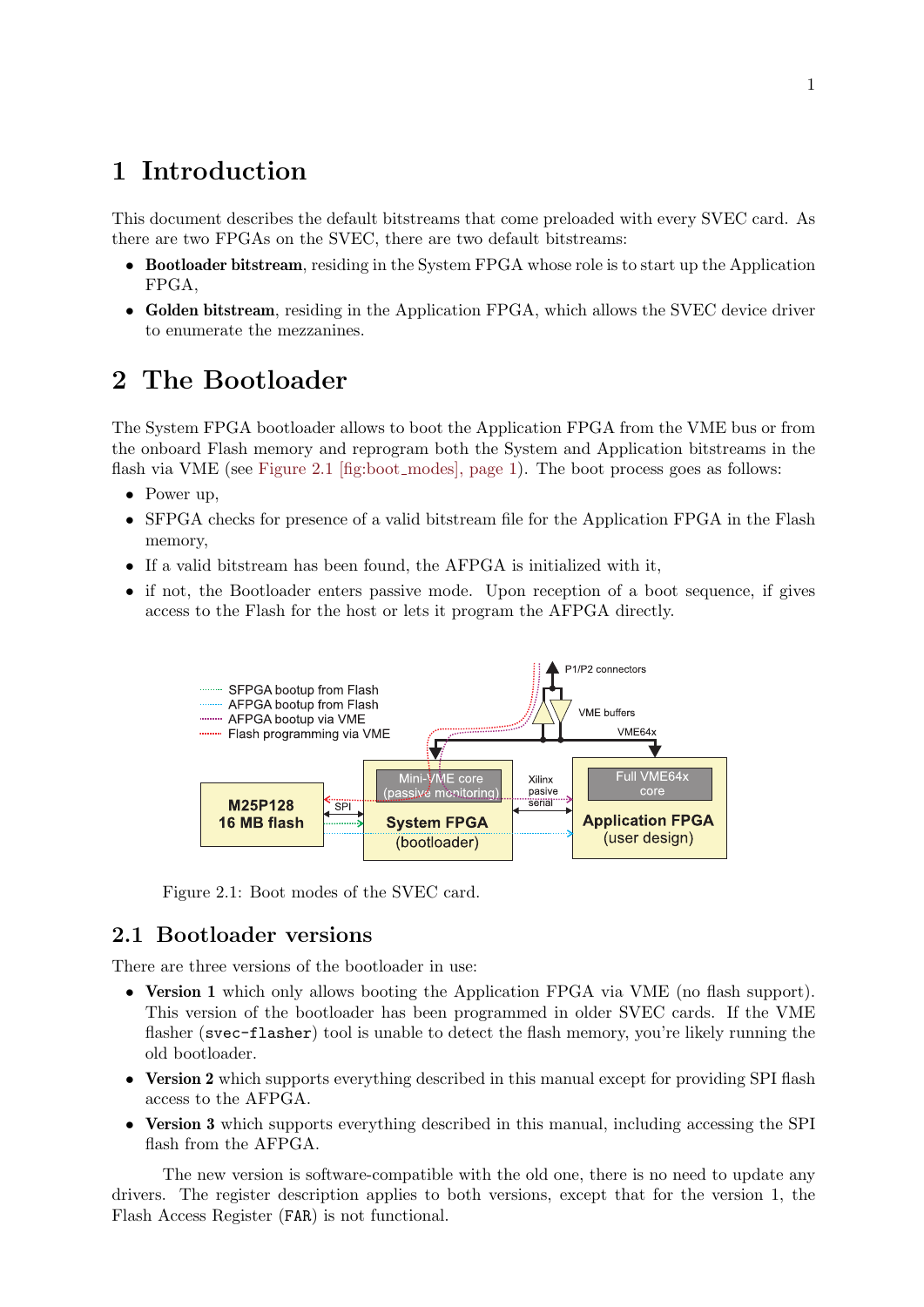# 1 Introduction

This document describes the default bitstreams that come preloaded with every SVEC card. As there are two FPGAs on the SVEC, there are two default bitstreams:

- **Bootloader bitstream**, residing in the System FPGA whose role is to start up the Application FPGA,
- **Golden bitstream**, residing in the Application FPGA, which allows the SVEC device driver to enumerate the mezzanines.

# 2 The Bootloader

The System FPGA bootloader allows to boot the Application FPGA from the VME bus or from the onboard Flash memory and reprogram both the System and Application bitstreams in the flash via VME (see Figure 2.1 [fig:boot_modes], page 1). The boot process goes as follows:

- Power up,
- SFPGA checks for presence of a valid bitstream file for the Application FPGA in the Flash memory,
- If a valid bitstream has been found, the AFPGA is initialized with it,
- if not, the Bootloader enters passive mode. Upon reception of a boot sequence, if gives access to the Flash for the host or lets it program the AFPGA directly.

Figure 2.1: Boot modes of the SVEC card.

## 2.1 Bootloader versions

There are three versions of the bootloader in use:

- **Version 1** which only allows booting the Application FPGA via VME (no flash support). This version of the bootloader has been programmed in older SVEC cards. If the VME flasher (`svec-flasher`) tool is unable to detect the flash memory, you're likely running the old bootloader.
- **Version 2** which supports everything described in this manual except for providing SPI flash access to the AFPGA.
- **Version 3** which supports everything described in this manual, including accessing the SPI flash from the AFPGA.

The new version is software-compatible with the old one, there is no need to update any drivers. The register description applies to both versions, except that for the version 1, the Flash Access Register (`FAR`) is not functional.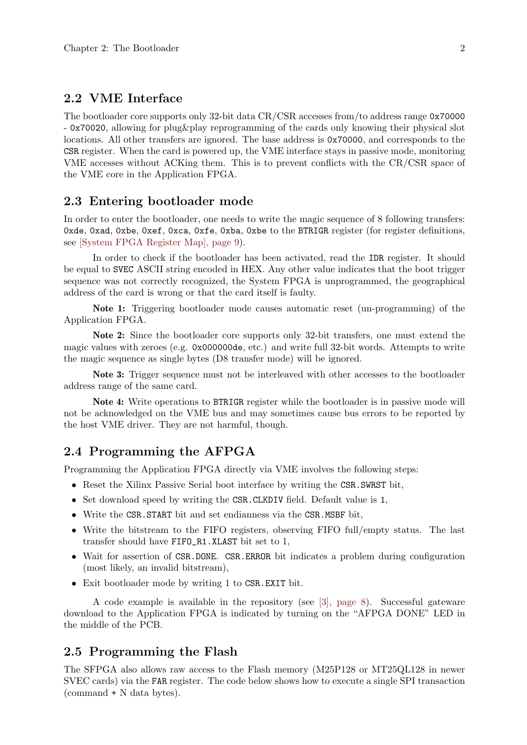## 2.2 VME Interface

The bootloader core supports only 32-bit data CR/CSR accesses from/to address range `0x70000` - `0x70020`, allowing for plug&play reprogramming of the cards only knowing their physical slot locations. All other transfers are ignored. The base address is `0x70000`, and corresponds to the `CSR` register. When the card is powered up, the VME interface stays in passive mode, monitoring VME accesses without ACKing them. This is to prevent conflicts with the CR/CSR space of the VME core in the Application FPGA.

## 2.3 Entering bootloader mode

In order to enter the bootloader, one needs to write the magic sequence of 8 following transfers: `0xde`, `0xad`, `0xbe`, `0xef`, `0xca`, `0xfe`, `0xba`, `0xbe` to the `BTRIGR` register (for register definitions, see [System FPGA Register Map], page 9).

In order to check if the bootloader has been activated, read the `IDR` register. It should be equal to `SVEC` ASCII string encoded in HEX. Any other value indicates that the boot trigger sequence was not correctly recognized, the System FPGA is unprogrammed, the geographical address of the card is wrong or that the card itself is faulty.

**Note 1:** Triggering bootloader mode causes automatic reset (un-programming) of the Application FPGA.

**Note 2:** Since the bootloader core supports only 32-bit transfers, one must extend the magic values with zeroes (e.g. `0x000000de`, etc.) and write full 32-bit words. Attempts to write the magic sequence as single bytes (D8 transfer mode) will be ignored.

**Note 3:** Trigger sequence must not be interleaved with other accesses to the bootloader address range of the same card.

**Note 4:** Write operations to `BTRIGR` register while the bootloader is in passive mode will not be acknowledged on the VME bus and may sometimes cause bus errors to be reported by the host VME driver. They are not harmful, though.

## 2.4 Programming the AFPGA

Programming the Application FPGA directly via VME involves the following steps:

- Reset the Xilinx Passive Serial boot interface by writing the `CSR.SWRST` bit,
- Set download speed by writing the `CSR.CLKDIV` field. Default value is `1`,
- Write the `CSR.START` bit and set endianness via the `CSR.MSBF` bit,
- Write the bitstream to the FIFO registers, observing FIFO full/empty status. The last transfer should have `FIFO_R1.XLAST` bit set to 1,
- Wait for assertion of `CSR.DONE`. `CSR.ERROR` bit indicates a problem during configuration (most likely, an invalid bitstream),
- Exit bootloader mode by writing 1 to `CSR.EXIT` bit.

A code example is available in the repository (see [3], page 8). Successful gateware download to the Application FPGA is indicated by turning on the "AFPGA DONE" LED in the middle of the PCB.

## 2.5 Programming the Flash

The SFPGA also allows raw access to the Flash memory (M25P128 or MT25QL128 in newer SVEC cards) via the `FAR` register. The code below shows how to execute a single SPI transaction (command + N data bytes).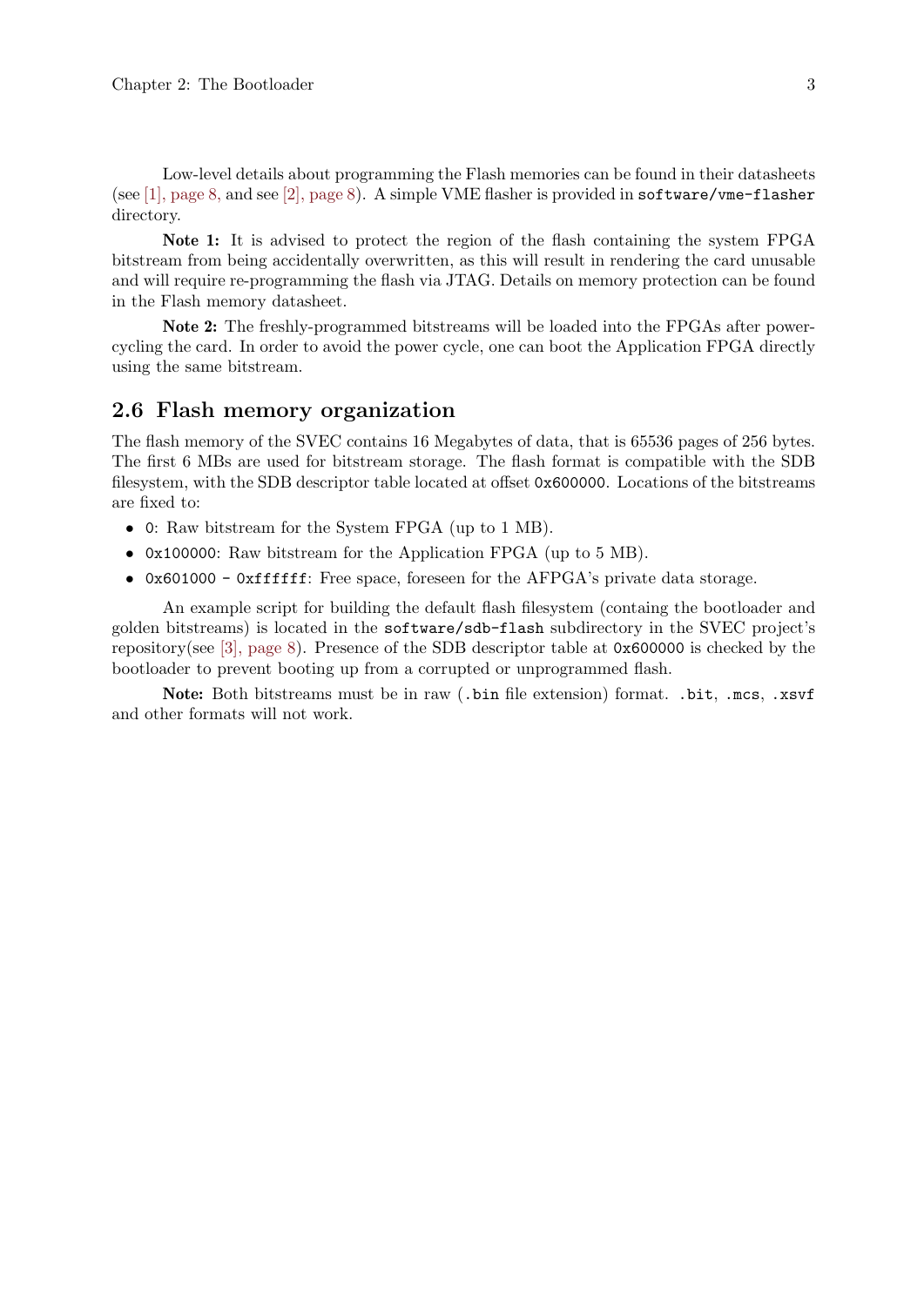Low-level details about programming the Flash memories can be found in their datasheets (see [1], page 8, and see [2], page 8). A simple VME flasher is provided in `software/vme-flasher` directory.

**Note 1:** It is advised to protect the region of the flash containing the system FPGA bitstream from being accidentally overwritten, as this will result in rendering the card unusable and will require re-programming the flash via JTAG. Details on memory protection can be found in the Flash memory datasheet.

**Note 2:** The freshly-programmed bitstreams will be loaded into the FPGAs after power-cycling the card. In order to avoid the power cycle, one can boot the Application FPGA directly using the same bitstream.

## 2.6 Flash memory organization

The flash memory of the SVEC contains 16 Megabytes of data, that is 65536 pages of 256 bytes. The first 6 MBs are used for bitstream storage. The flash format is compatible with the SDB filesystem, with the SDB descriptor table located at offset `0x600000`. Locations of the bitstreams are fixed to:

- `0`: Raw bitstream for the System FPGA (up to 1 MB).
- `0x100000`: Raw bitstream for the Application FPGA (up to 5 MB).
- `0x601000 - 0xffffff`: Free space, foreseen for the AFPGA's private data storage.

An example script for building the default flash filesystem (containg the bootloader and golden bitstreams) is located in the `software/sdb-flash` subdirectory in the SVEC project's repository(see [3], page 8). Presence of the SDB descriptor table at `0x600000` is checked by the bootloader to prevent booting up from a corrupted or unprogrammed flash.

**Note:** Both bitstreams must be in raw (`.bin` file extension) format. `.bit`, `.mcs`, `.xsvf` and other formats will not work.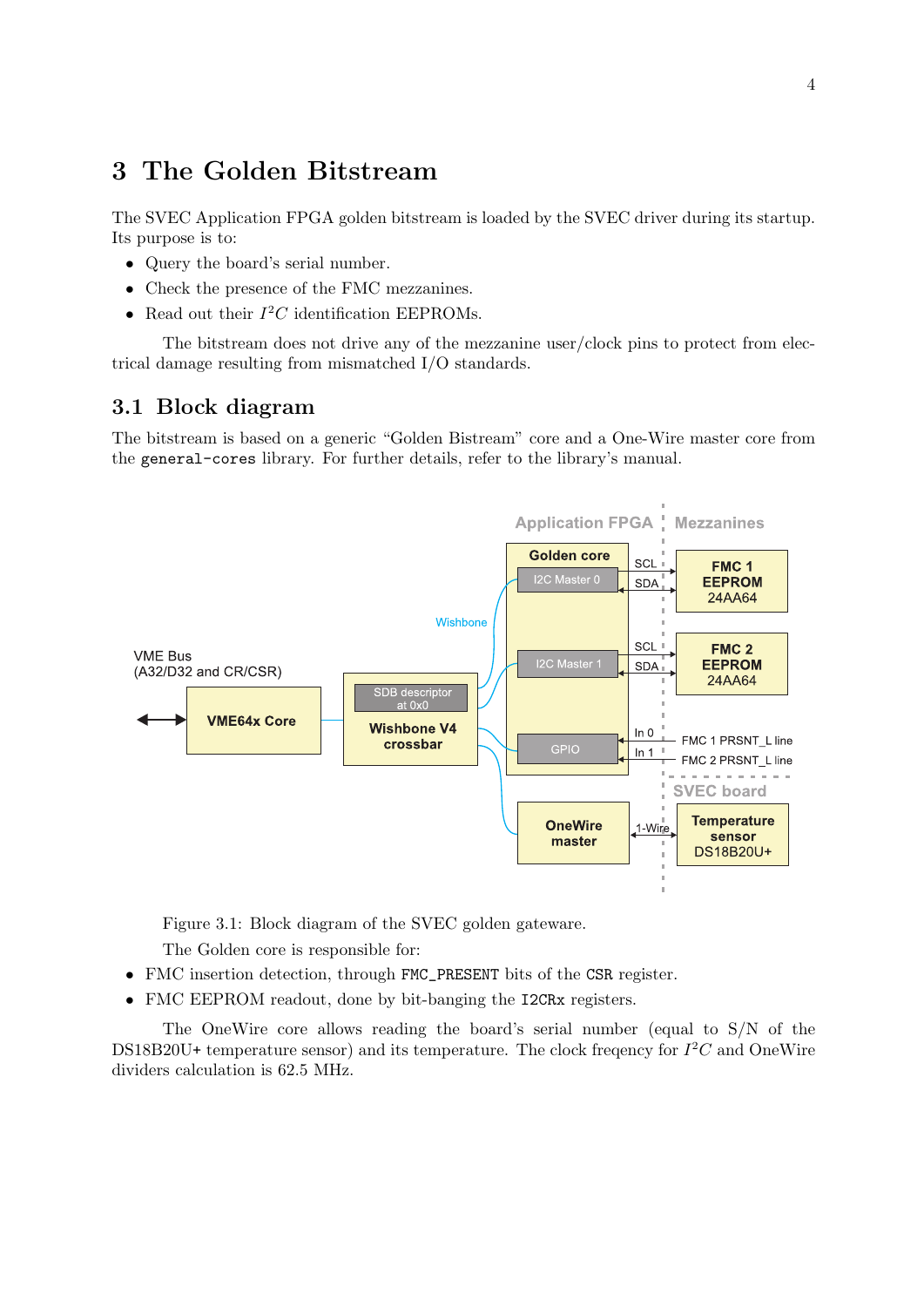# 3 The Golden Bitstream

The SVEC Application FPGA golden bitstream is loaded by the SVEC driver during its startup. Its purpose is to:

- Query the board's serial number.
- Check the presence of the FMC mezzanines.
- Read out their $I^2C$ identification EEPROMs.

The bitstream does not drive any of the mezzanine user/clock pins to protect from electrical damage resulting from mismatched I/O standards.

## 3.1 Block diagram

The bitstream is based on a generic "Golden Bistream" core and a One-Wire master core from the `general-cores` library. For further details, refer to the library's manual.

Figure 3.1: Block diagram of the SVEC golden gateware.

The Golden core is responsible for:

- FMC insertion detection, through `FMC_PRESENT` bits of the `CSR` register.
- FMC EEPROM readout, done by bit-banging the `I2CRx` registers.

The OneWire core allows reading the board's serial number (equal to S/N of the DS18B20U+ temperature sensor) and its temperature. The clock freqency for $I^2C$ and OneWire dividers calculation is 62.5 MHz.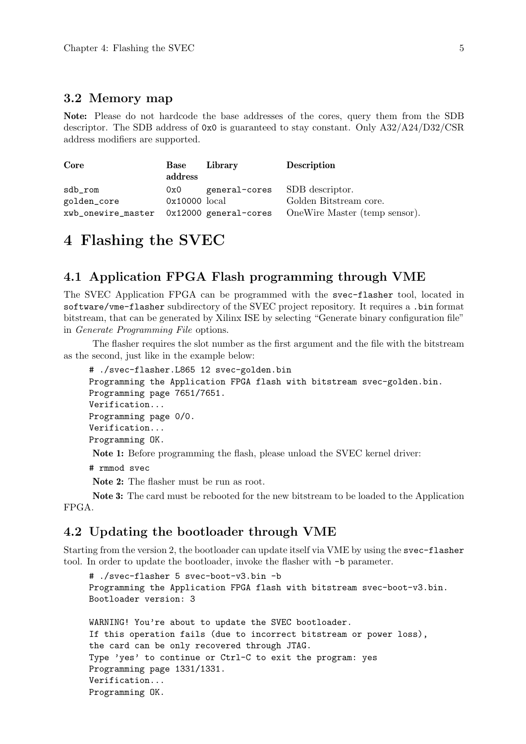## 3.2 Memory map

**Note:** Please do not hardcode the base addresses of the cores, query them from the SDB descriptor. The SDB address of `0x0` is guaranteed to stay constant. Only A32/A24/D32/CSR address modifiers are supported.

| Core | Base address | Library | Description |
| --- | --- | --- | --- |
| `sdb_rom` | `0x0` | `general-cores` | SDB descriptor. |
| `golden_core` | `0x10000` | local | Golden Bitstream core. |
| `xwb_onewire_master` | `0x12000` | `general-cores` | OneWire Master (temp sensor). |

# 4 Flashing the SVEC

## 4.1 Application FPGA Flash programming through VME

The SVEC Application FPGA can be programmed with the `svec-flasher` tool, located in `software/vme-flasher` subdirectory of the SVEC project repository. It requires a `.bin` format bitstream, that can be generated by Xilinx ISE by selecting "Generate binary configuration file" in *Generate Programming File* options.

The flasher requires the slot number as the first argument and the file with the bitstream as the second, just like in the example below:

```
# ./svec-flasher.L865 12 svec-golden.bin
Programming the Application FPGA flash with bitstream svec-golden.bin.
Programming page 7651/7651.
Verification...
Programming page 0/0.
Verification...
Programming OK.
```

**Note 1:** Before programming the flash, please unload the SVEC kernel driver:

```
# rmmod svec
```

**Note 2:** The flasher must be run as root.

**Note 3:** The card must be rebooted for the new bitstream to be loaded to the Application FPGA.

## 4.2 Updating the bootloader through VME

Starting from the version 2, the bootloader can update itself via VME by using the `svec-flasher` tool. In order to update the bootloader, invoke the flasher with `-b` parameter.

```
# ./svec-flasher 5 svec-boot-v3.bin -b
Programming the Application FPGA flash with bitstream svec-boot-v3.bin.
Bootloader version: 3

WARNING! You're about to update the SVEC bootloader.
If this operation fails (due to incorrect bitstream or power loss),
the card can be only recovered through JTAG.
Type 'yes' to continue or Ctrl-C to exit the program: yes
Programming page 1331/1331.
Verification...
Programming OK.
```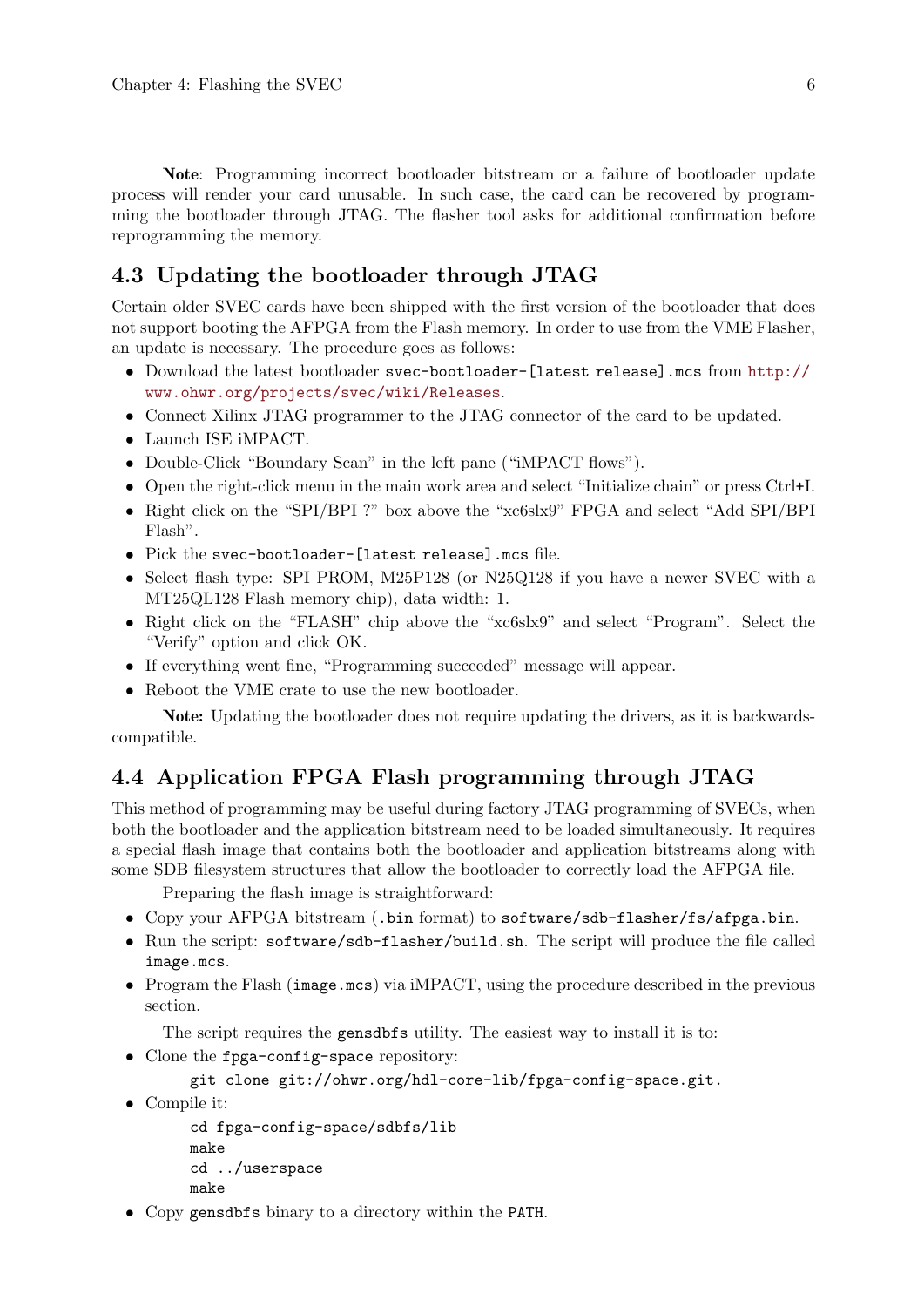**Note**: Programming incorrect bootloader bitstream or a failure of bootloader update process will render your card unusable. In such case, the card can be recovered by programming the bootloader through JTAG. The flasher tool asks for additional confirmation before reprogramming the memory.

## 4.3 Updating the bootloader through JTAG

Certain older SVEC cards have been shipped with the first version of the bootloader that does not support booting the AFPGA from the Flash memory. In order to use from the VME Flasher, an update is necessary. The procedure goes as follows:

- Download the latest bootloader `svec-bootloader-[latest release].mcs` from http://www.ohwr.org/projects/svec/wiki/Releases.
- Connect Xilinx JTAG programmer to the JTAG connector of the card to be updated.
- Launch ISE iMPACT.
- Double-Click "Boundary Scan" in the left pane ("iMPACT flows").
- Open the right-click menu in the main work area and select "Initialize chain" or press Ctrl+I.
- Right click on the "SPI/BPI ?" box above the "xc6slx9" FPGA and select "Add SPI/BPI Flash".
- Pick the `svec-bootloader-[latest release].mcs` file.
- Select flash type: SPI PROM, M25P128 (or N25Q128 if you have a newer SVEC with a MT25QL128 Flash memory chip), data width: 1.
- Right click on the "FLASH" chip above the "xc6slx9" and select "Program". Select the "Verify" option and click OK.
- If everything went fine, "Programming succeeded" message will appear.
- Reboot the VME crate to use the new bootloader.

**Note:** Updating the bootloader does not require updating the drivers, as it is backwards-compatible.

## 4.4 Application FPGA Flash programming through JTAG

This method of programming may be useful during factory JTAG programming of SVECs, when both the bootloader and the application bitstream need to be loaded simultaneously. It requires a special flash image that contains both the bootloader and application bitstreams along with some SDB filesystem structures that allow the bootloader to correctly load the AFPGA file.

Preparing the flash image is straightforward:

- Copy your AFPGA bitstream (`.bin` format) to `software/sdb-flasher/fs/afpga.bin`.
- Run the script: `software/sdb-flasher/build.sh`. The script will produce the file called `image.mcs`.
- Program the Flash (`image.mcs`) via iMPACT, using the procedure described in the previous section.

The script requires the `gensdbfs` utility. The easiest way to install it is to:

- Clone the `fpga-config-space` repository:

```
git clone git://ohwr.org/hdl-core-lib/fpga-config-space.git.
```

- Compile it:

```
cd fpga-config-space/sdbfs/lib
make
cd ../userspace
make
```

- Copy `gensdbfs` binary to a directory within the `PATH`.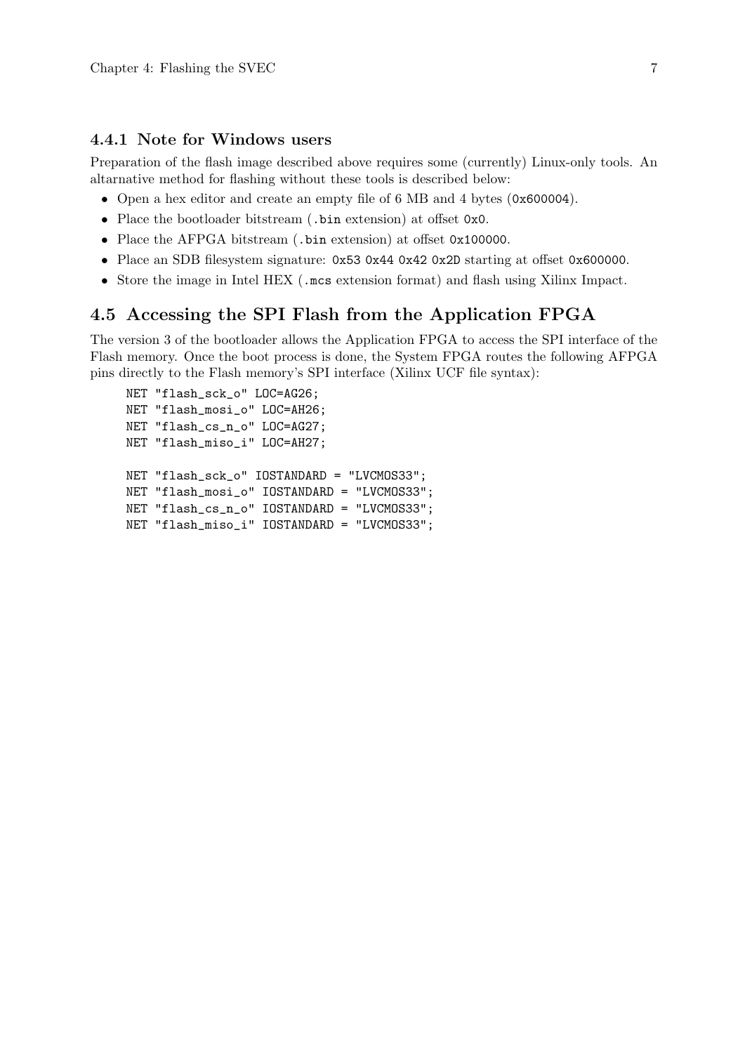### 4.4.1 Note for Windows users

Preparation of the flash image described above requires some (currently) Linux-only tools. An altarnative method for flashing without these tools is described below:

- Open a hex editor and create an empty file of 6 MB and 4 bytes (`0x600004`).
- Place the bootloader bitstream (`.bin` extension) at offset `0x0`.
- Place the AFPGA bitstream (`.bin` extension) at offset `0x100000`.
- Place an SDB filesystem signature: `0x53 0x44 0x42 0x2D` starting at offset `0x600000`.
- Store the image in Intel HEX (`.mcs` extension format) and flash using Xilinx Impact.

## 4.5 Accessing the SPI Flash from the Application FPGA

The version 3 of the bootloader allows the Application FPGA to access the SPI interface of the Flash memory. Once the boot process is done, the System FPGA routes the following AFPGA pins directly to the Flash memory's SPI interface (Xilinx UCF file syntax):

```
NET "flash_sck_o" LOC=AG26;
NET "flash_mosi_o" LOC=AH26;
NET "flash_cs_n_o" LOC=AG27;
NET "flash_miso_i" LOC=AH27;

NET "flash_sck_o" IOSTANDARD = "LVCMOS33";
NET "flash_mosi_o" IOSTANDARD = "LVCMOS33";
NET "flash_cs_n_o" IOSTANDARD = "LVCMOS33";
NET "flash_miso_i" IOSTANDARD = "LVCMOS33";
```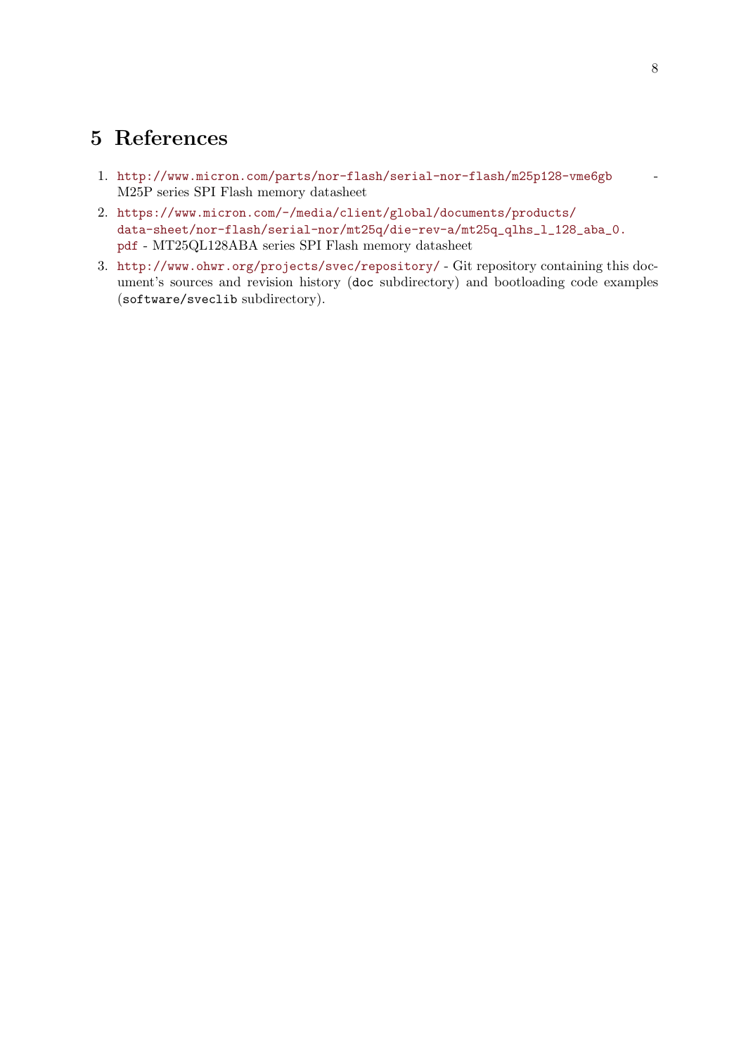## 5 References

1. http://www.micron.com/parts/nor-flash/serial-nor-flash/m25p128-vme6gb - M25P series SPI Flash memory datasheet
2. https://www.micron.com/-/media/client/global/documents/products/data-sheet/nor-flash/serial-nor/mt25q/die-rev-a/mt25q_qlhs_l_128_aba_0.pdf - MT25QL128ABA series SPI Flash memory datasheet
3. http://www.ohwr.org/projects/svec/repository/ - Git repository containing this document's sources and revision history (`doc` subdirectory) and bootloading code examples (`software/sveclib` subdirectory).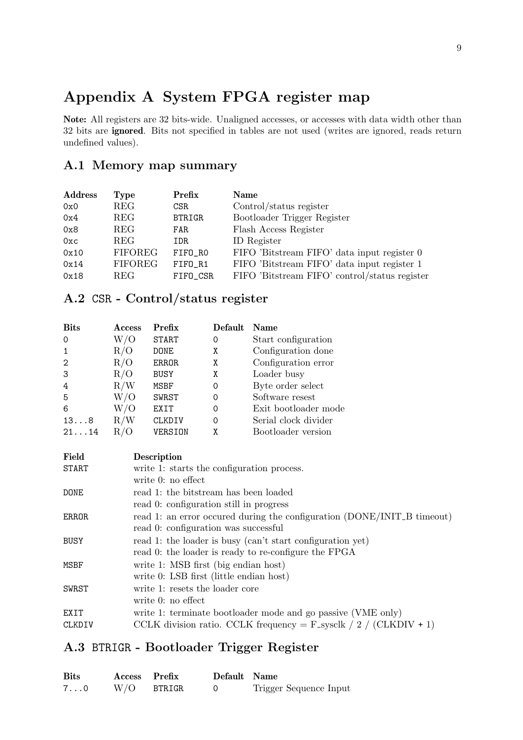# Appendix A System FPGA register map

**Note:** All registers are 32 bits-wide. Unaligned accesses, or accesses with data width other than 32 bits are **ignored**. Bits not specified in tables are not used (writes are ignored, reads return undefined values).

## A.1 Memory map summary

| Address | Type | Prefix | Name |
|---|---|---|---|
| 0x0 | REG | CSR | Control/status register |
| 0x4 | REG | BTRIGR | Bootloader Trigger Register |
| 0x8 | REG | FAR | Flash Access Register |
| 0xc | REG | IDR | ID Register |
| 0x10 | FIFOREG | FIFO_R0 | FIFO 'Bitstream FIFO' data input register 0 |
| 0x14 | FIFOREG | FIFO_R1 | FIFO 'Bitstream FIFO' data input register 1 |
| 0x18 | REG | FIFO_CSR | FIFO 'Bitstream FIFO' control/status register |

## A.2 CSR - Control/status register

| Bits | Access | Prefix | Default | Name |
|---|---|---|---|---|
| 0 | W/O | START | 0 | Start configuration |
| 1 | R/O | DONE | X | Configuration done |
| 2 | R/O | ERROR | X | Configuration error |
| 3 | R/O | BUSY | X | Loader busy |
| 4 | R/W | MSBF | 0 | Byte order select |
| 5 | W/O | SWRST | 0 | Software resest |
| 6 | W/O | EXIT | 0 | Exit bootloader mode |
| 13...8 | R/W | CLKDIV | 0 | Serial clock divider |
| 21...14 | R/O | VERSION | X | Bootloader version |

| Field | Description |
|---|---|
| START | write 1: starts the configuration process.<br>write 0: no effect |
| DONE | read 1: the bitstream has been loaded<br>read 0: configuration still in progress |
| ERROR | read 1: an error occured during the configuration (DONE/INIT_B timeout)<br>read 0: configuration was successful |
| BUSY | read 1: the loader is busy (can't start configuration yet)<br>read 0: the loader is ready to re-configure the FPGA |
| MSBF | write 1: MSB first (big endian host)<br>write 0: LSB first (little endian host) |
| SWRST | write 1: resets the loader core<br>write 0: no effect |
| EXIT | write 1: terminate bootloader mode and go passive (VME only) |
| CLKDIV | CCLK division ratio. CCLK frequency = F_sysclk / 2 / (CLKDIV + 1) |

## A.3 BTRIGR - Bootloader Trigger Register

| Bits | Access | Prefix | Default | Name |
|---|---|---|---|---|
| 7...0 | W/O | BTRIGR | 0 | Trigger Sequence Input |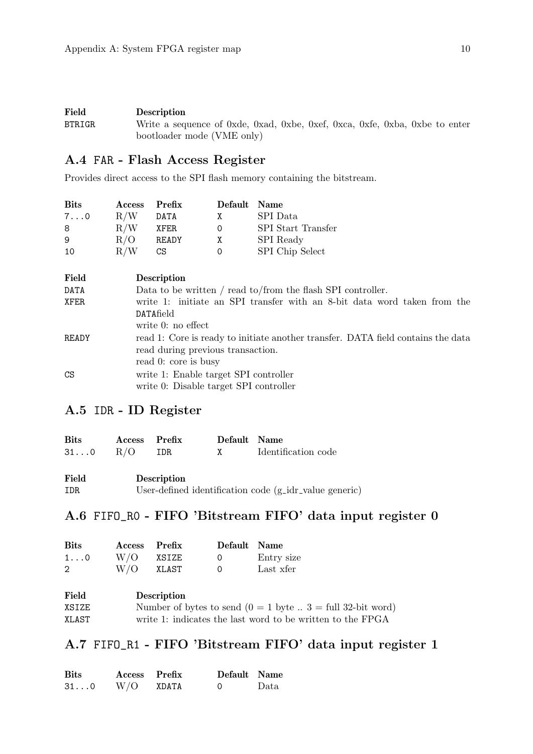| Field | Description |
| --- | --- |
| BTRIGR | Write a sequence of 0xde, 0xad, 0xbe, 0xef, 0xca, 0xfe, 0xba, 0xbe to enter bootloader mode (VME only) |

## A.4 FAR - Flash Access Register

Provides direct access to the SPI flash memory containing the bitstream.

| Bits | Access | Prefix | Default | Name |
| --- | --- | --- | --- | --- |
| 7...0 | R/W | DATA | X | SPI Data |
| 8 | R/W | XFER | 0 | SPI Start Transfer |
| 9 | R/O | READY | X | SPI Ready |
| 10 | R/W | CS | 0 | SPI Chip Select |

| Field | Description |
| --- | --- |
| DATA | Data to be written / read to/from the flash SPI controller. |
| XFER | write 1: initiate an SPI transfer with an 8-bit data word taken from the DATAfield<br>write 0: no effect |
| READY | read 1: Core is ready to initiate another transfer. DATA field contains the data read during previous transaction.<br>read 0: core is busy |
| CS | write 1: Enable target SPI controller<br>write 0: Disable target SPI controller |

## A.5 IDR - ID Register

| Bits | Access | Prefix | Default | Name |
| --- | --- | --- | --- | --- |
| 31...0 | R/O | IDR | X | Identification code |

| Field | Description |
| --- | --- |
| IDR | User-defined identification code (g_idr_value generic) |

## A.6 FIFO_R0 - FIFO 'Bitstream FIFO' data input register 0

| Bits | Access | Prefix | Default | Name |
| --- | --- | --- | --- | --- |
| 1...0 | W/O | XSIZE | 0 | Entry size |
| 2 | W/O | XLAST | 0 | Last xfer |

| Field | Description |
| --- | --- |
| XSIZE | Number of bytes to send (0 = 1 byte .. 3 = full 32-bit word) |
| XLAST | write 1: indicates the last word to be written to the FPGA |

## A.7 FIFO_R1 - FIFO 'Bitstream FIFO' data input register 1

| Bits | Access | Prefix | Default | Name |
| --- | --- | --- | --- | --- |
| 31...0 | W/O | XDATA | 0 | Data |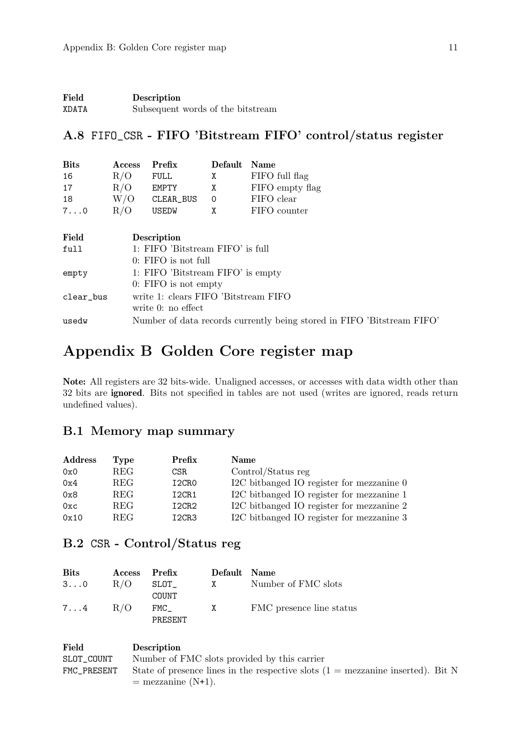| Field | Description |
|---|---|
| XDATA | Subsequent words of the bitstream |

## A.8 FIFO_CSR - FIFO 'Bitstream FIFO' control/status register

| Bits | Access | Prefix | Default | Name |
|---|---|---|---|---|
| 16 | R/O | FULL | X | FIFO full flag |
| 17 | R/O | EMPTY | X | FIFO empty flag |
| 18 | W/O | CLEAR_BUS | 0 | FIFO clear |
| 7...0 | R/O | USEDW | X | FIFO counter |

| Field | Description |
|---|---|
| full | 1: FIFO 'Bitstream FIFO' is full<br>0: FIFO is not full |
| empty | 1: FIFO 'Bitstream FIFO' is empty<br>0: FIFO is not empty |
| clear_bus | write 1: clears FIFO 'Bitstream FIFO<br>write 0: no effect |
| usedw | Number of data records currently being stored in FIFO 'Bitstream FIFO' |

# Appendix B Golden Core register map

**Note:** All registers are 32 bits-wide. Unaligned accesses, or accesses with data width other than 32 bits are **ignored**. Bits not specified in tables are not used (writes are ignored, reads return undefined values).

## B.1 Memory map summary

| Address | Type | Prefix | Name |
|---|---|---|---|
| 0x0 | REG | CSR | Control/Status reg |
| 0x4 | REG | I2CR0 | I2C bitbanged IO register for mezzanine 0 |
| 0x8 | REG | I2CR1 | I2C bitbanged IO register for mezzanine 1 |
| 0xc | REG | I2CR2 | I2C bitbanged IO register for mezzanine 2 |
| 0x10 | REG | I2CR3 | I2C bitbanged IO register for mezzanine 3 |

## B.2 CSR - Control/Status reg

| Bits | Access | Prefix | Default | Name |
|---|---|---|---|---|
| 3...0 | R/O | SLOT_COUNT | X | Number of FMC slots |
| 7...4 | R/O | FMC_PRESENT | X | FMC presence line status |

| Field | Description |
|---|---|
| SLOT_COUNT | Number of FMC slots provided by this carrier |
| FMC_PRESENT | State of presence lines in the respective slots (1 = mezzanine inserted). Bit N = mezzanine (N+1). |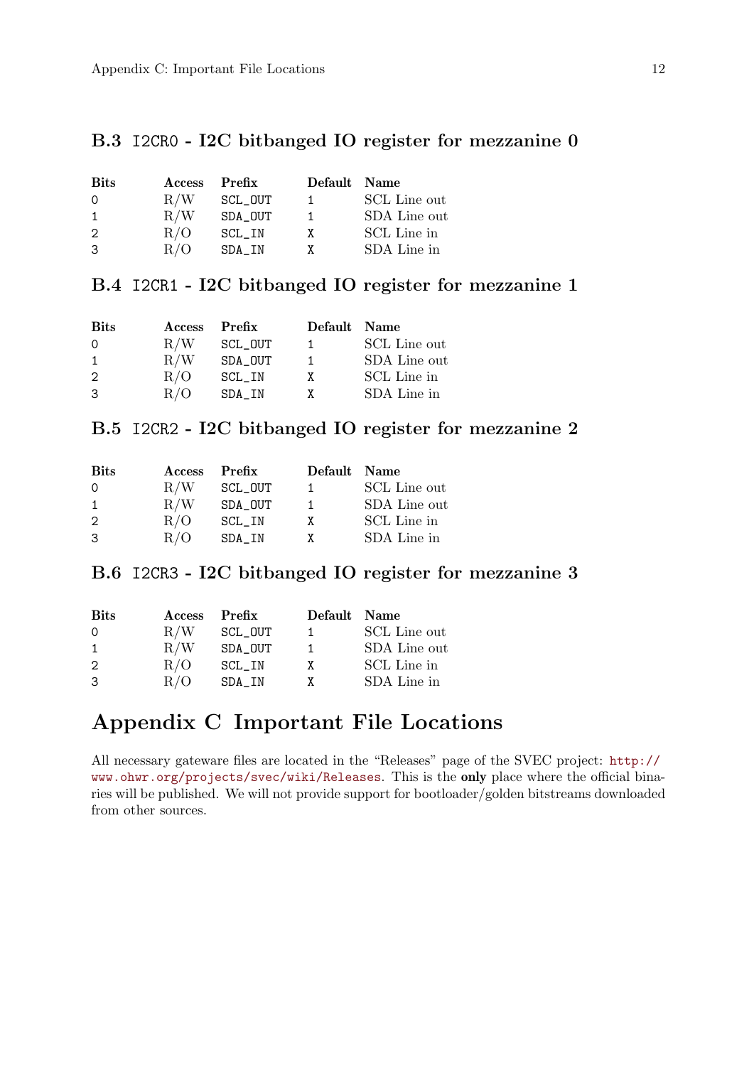### B.3 I2CR0 - I2C bitbanged IO register for mezzanine 0

| Bits | Access | Prefix | Default | Name |
|---|---|---|---|---|
| 0 | R/W | SCL_OUT | 1 | SCL Line out |
| 1 | R/W | SDA_OUT | 1 | SDA Line out |
| 2 | R/O | SCL_IN | X | SCL Line in |
| 3 | R/O | SDA_IN | X | SDA Line in |

### B.4 I2CR1 - I2C bitbanged IO register for mezzanine 1

| Bits | Access | Prefix | Default | Name |
|---|---|---|---|---|
| 0 | R/W | SCL_OUT | 1 | SCL Line out |
| 1 | R/W | SDA_OUT | 1 | SDA Line out |
| 2 | R/O | SCL_IN | X | SCL Line in |
| 3 | R/O | SDA_IN | X | SDA Line in |

### B.5 I2CR2 - I2C bitbanged IO register for mezzanine 2

| Bits | Access | Prefix | Default | Name |
|---|---|---|---|---|
| 0 | R/W | SCL_OUT | 1 | SCL Line out |
| 1 | R/W | SDA_OUT | 1 | SDA Line out |
| 2 | R/O | SCL_IN | X | SCL Line in |
| 3 | R/O | SDA_IN | X | SDA Line in |

### B.6 I2CR3 - I2C bitbanged IO register for mezzanine 3

| Bits | Access | Prefix | Default | Name |
|---|---|---|---|---|
| 0 | R/W | SCL_OUT | 1 | SCL Line out |
| 1 | R/W | SDA_OUT | 1 | SDA Line out |
| 2 | R/O | SCL_IN | X | SCL Line in |
| 3 | R/O | SDA_IN | X | SDA Line in |

# Appendix C Important File Locations

All necessary gateware files are located in the "Releases" page of the SVEC project: http://www.ohwr.org/projects/svec/wiki/Releases. This is the **only** place where the official binaries will be published. We will not provide support for bootloader/golden bitstreams downloaded from other sources.